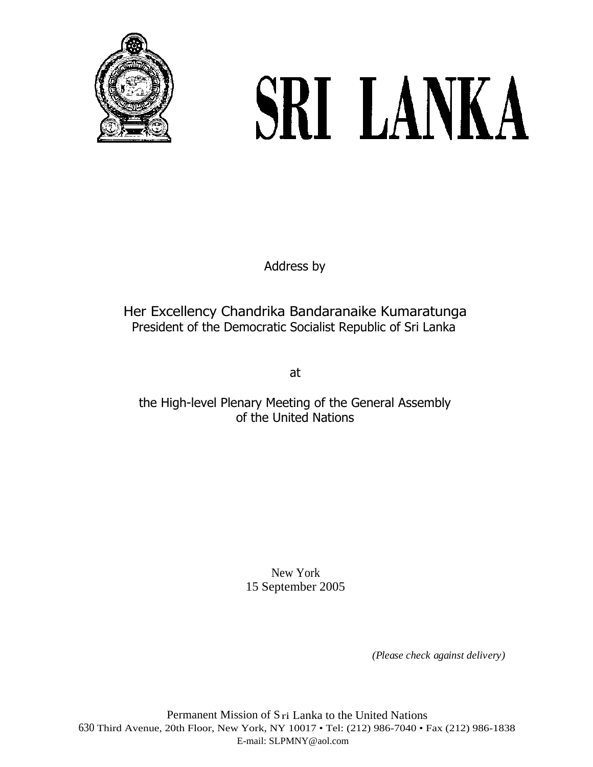# SRI LANKA

Address by

## Her Excellency Chandrika Bandaranaike Kumaratunga
President of the Democratic Socialist Republic of Sri Lanka

at

the High-level Plenary Meeting of the General Assembly of the United Nations

New York
15 September 2005

*(Please check against delivery)*

Permanent Mission of Sri Lanka to the United Nations
630 Third Avenue, 20th Floor, New York, NY 10017 • Tel: (212) 986-7040 • Fax (212) 986-1838
E-mail: SLPMNY@aol.com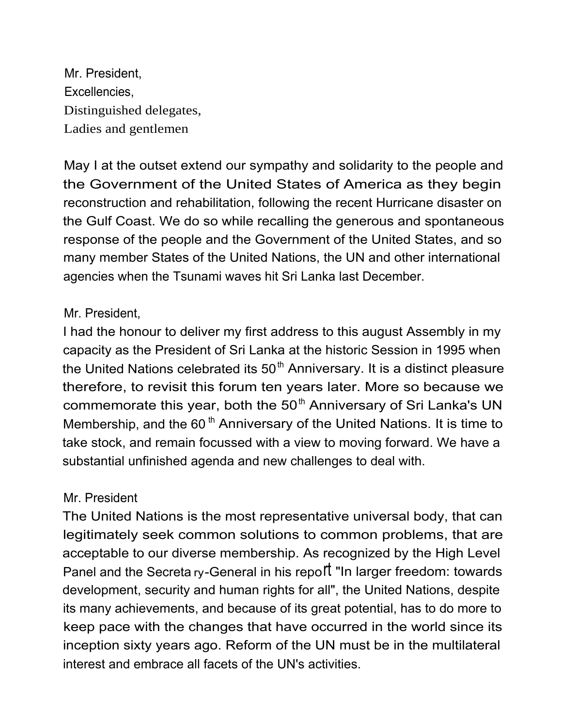Mr. President,
Excellencies,
Distinguished delegates,
Ladies and gentlemen

May I at the outset extend our sympathy and solidarity to the people and the Government of the United States of America as they begin reconstruction and rehabilitation, following the recent Hurricane disaster on the Gulf Coast. We do so while recalling the generous and spontaneous response of the people and the Government of the United States, and so many member States of the United Nations, the UN and other international agencies when the Tsunami waves hit Sri Lanka last December.

Mr. President,
I had the honour to deliver my first address to this august Assembly in my capacity as the President of Sri Lanka at the historic Session in 1995 when the United Nations celebrated its 50th Anniversary. It is a distinct pleasure therefore, to revisit this forum ten years later. More so because we commemorate this year, both the 50th Anniversary of Sri Lanka's UN Membership, and the 60th Anniversary of the United Nations. It is time to take stock, and remain focussed with a view to moving forward. We have a substantial unfinished agenda and new challenges to deal with.

Mr. President
The United Nations is the most representative universal body, that can legitimately seek common solutions to common problems, that are acceptable to our diverse membership. As recognized by the High Level Panel and the Secretary-General in his report "In larger freedom: towards development, security and human rights for all", the United Nations, despite its many achievements, and because of its great potential, has to do more to keep pace with the changes that have occurred in the world since its inception sixty years ago. Reform of the UN must be in the multilateral interest and embrace all facets of the UN's activities.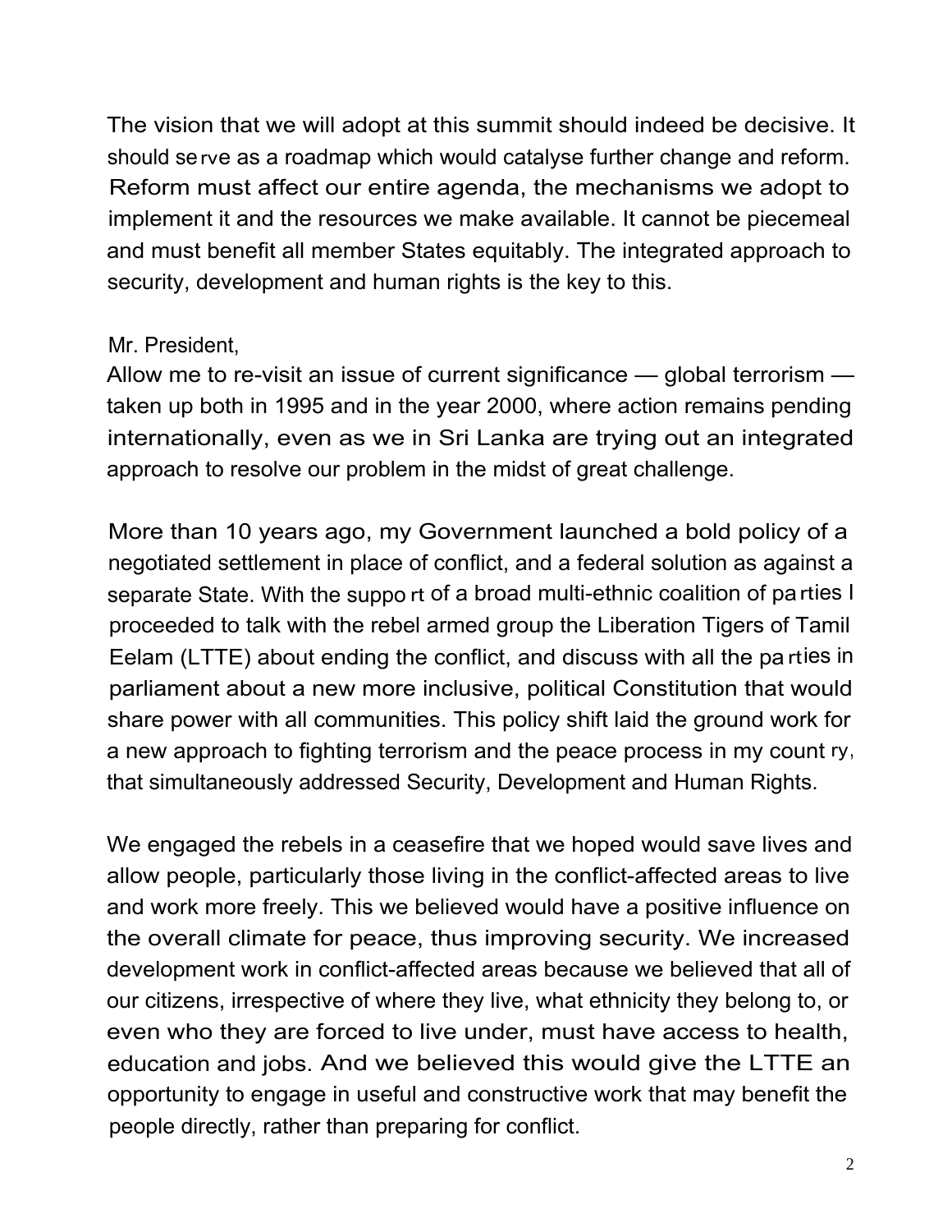The vision that we will adopt at this summit should indeed be decisive. It should serve as a roadmap which would catalyse further change and reform. Reform must affect our entire agenda, the mechanisms we adopt to implement it and the resources we make available. It cannot be piecemeal and must benefit all member States equitably. The integrated approach to security, development and human rights is the key to this.

Mr. President,
Allow me to re-visit an issue of current significance — global terrorism — taken up both in 1995 and in the year 2000, where action remains pending internationally, even as we in Sri Lanka are trying out an integrated approach to resolve our problem in the midst of great challenge.

More than 10 years ago, my Government launched a bold policy of a negotiated settlement in place of conflict, and a federal solution as against a separate State. With the support of a broad multi-ethnic coalition of parties I proceeded to talk with the rebel armed group the Liberation Tigers of Tamil Eelam (LTTE) about ending the conflict, and discuss with all the parties in parliament about a new more inclusive, political Constitution that would share power with all communities. This policy shift laid the ground work for a new approach to fighting terrorism and the peace process in my country, that simultaneously addressed Security, Development and Human Rights.

We engaged the rebels in a ceasefire that we hoped would save lives and allow people, particularly those living in the conflict-affected areas to live and work more freely. This we believed would have a positive influence on the overall climate for peace, thus improving security. We increased development work in conflict-affected areas because we believed that all of our citizens, irrespective of where they live, what ethnicity they belong to, or even who they are forced to live under, must have access to health, education and jobs. And we believed this would give the LTTE an opportunity to engage in useful and constructive work that may benefit the people directly, rather than preparing for conflict.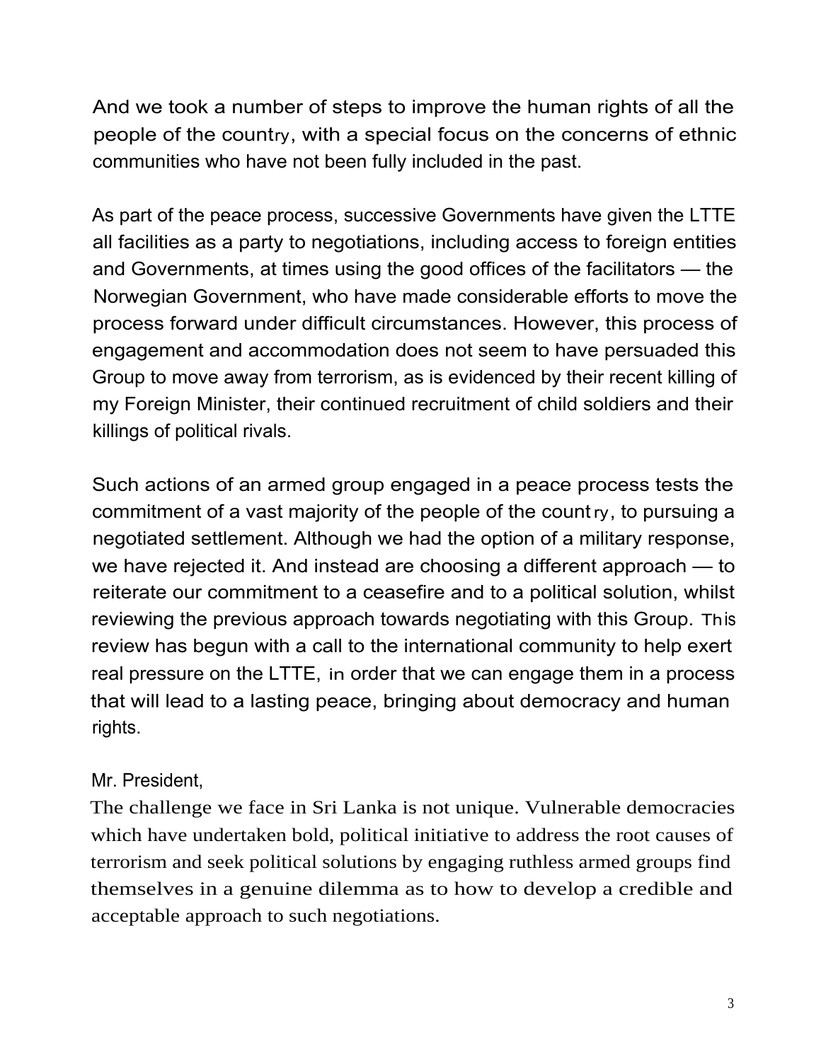And we took a number of steps to improve the human rights of all the people of the country, with a special focus on the concerns of ethnic communities who have not been fully included in the past.

As part of the peace process, successive Governments have given the LTTE all facilities as a party to negotiations, including access to foreign entities and Governments, at times using the good offices of the facilitators — the Norwegian Government, who have made considerable efforts to move the process forward under difficult circumstances. However, this process of engagement and accommodation does not seem to have persuaded this Group to move away from terrorism, as is evidenced by their recent killing of my Foreign Minister, their continued recruitment of child soldiers and their killings of political rivals.

Such actions of an armed group engaged in a peace process tests the commitment of a vast majority of the people of the country, to pursuing a negotiated settlement. Although we had the option of a military response, we have rejected it. And instead are choosing a different approach — to reiterate our commitment to a ceasefire and to a political solution, whilst reviewing the previous approach towards negotiating with this Group. This review has begun with a call to the international community to help exert real pressure on the LTTE, in order that we can engage them in a process that will lead to a lasting peace, bringing about democracy and human rights.

Mr. President,

The challenge we face in Sri Lanka is not unique. Vulnerable democracies which have undertaken bold, political initiative to address the root causes of terrorism and seek political solutions by engaging ruthless armed groups find themselves in a genuine dilemma as to how to develop a credible and acceptable approach to such negotiations.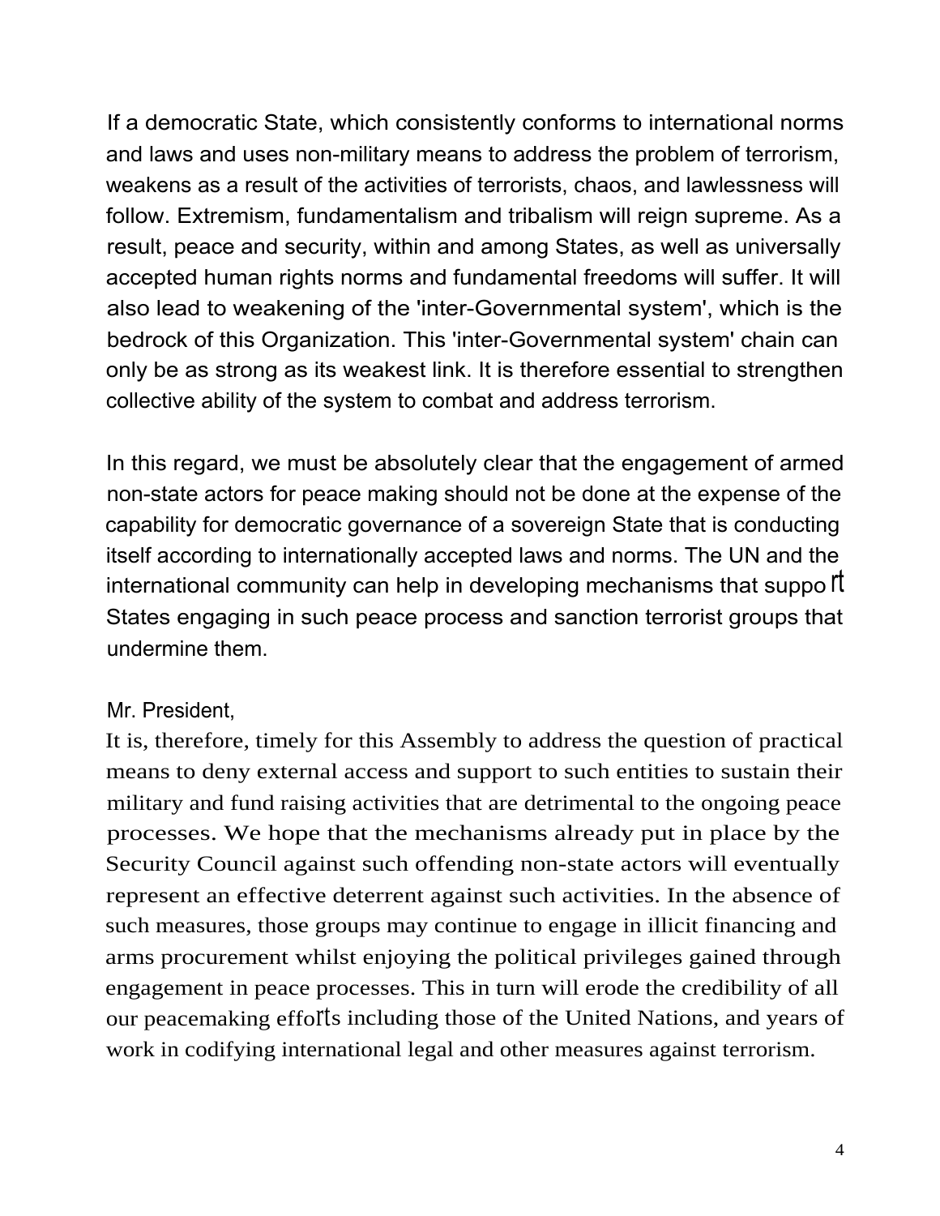If a democratic State, which consistently conforms to international norms and laws and uses non-military means to address the problem of terrorism, weakens as a result of the activities of terrorists, chaos, and lawlessness will follow. Extremism, fundamentalism and tribalism will reign supreme. As a result, peace and security, within and among States, as well as universally accepted human rights norms and fundamental freedoms will suffer. It will also lead to weakening of the 'inter-Governmental system', which is the bedrock of this Organization. This 'inter-Governmental system' chain can only be as strong as its weakest link. It is therefore essential to strengthen collective ability of the system to combat and address terrorism.

In this regard, we must be absolutely clear that the engagement of armed non-state actors for peace making should not be done at the expense of the capability for democratic governance of a sovereign State that is conducting itself according to internationally accepted laws and norms. The UN and the international community can help in developing mechanisms that support States engaging in such peace process and sanction terrorist groups that undermine them.

Mr. President,

It is, therefore, timely for this Assembly to address the question of practical means to deny external access and support to such entities to sustain their military and fund raising activities that are detrimental to the ongoing peace processes. We hope that the mechanisms already put in place by the Security Council against such offending non-state actors will eventually represent an effective deterrent against such activities. In the absence of such measures, those groups may continue to engage in illicit financing and arms procurement whilst enjoying the political privileges gained through engagement in peace processes. This in turn will erode the credibility of all our peacemaking efforts including those of the United Nations, and years of work in codifying international legal and other measures against terrorism.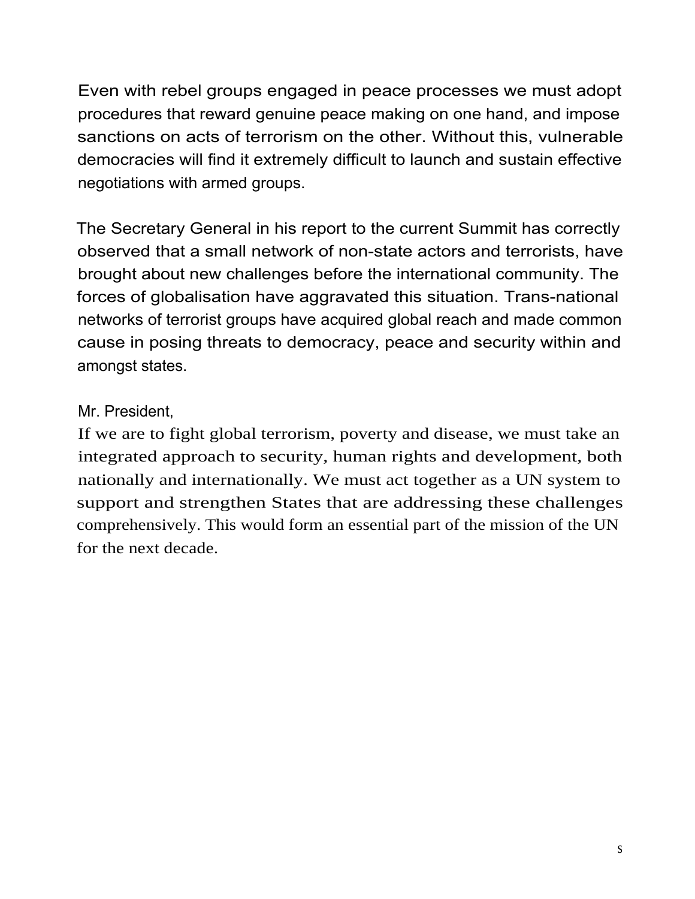Even with rebel groups engaged in peace processes we must adopt procedures that reward genuine peace making on one hand, and impose sanctions on acts of terrorism on the other. Without this, vulnerable democracies will find it extremely difficult to launch and sustain effective negotiations with armed groups.

The Secretary General in his report to the current Summit has correctly observed that a small network of non-state actors and terrorists, have brought about new challenges before the international community. The forces of globalisation have aggravated this situation. Trans-national networks of terrorist groups have acquired global reach and made common cause in posing threats to democracy, peace and security within and amongst states.

Mr. President,

If we are to fight global terrorism, poverty and disease, we must take an integrated approach to security, human rights and development, both nationally and internationally. We must act together as a UN system to support and strengthen States that are addressing these challenges comprehensively. This would form an essential part of the mission of the UN for the next decade.